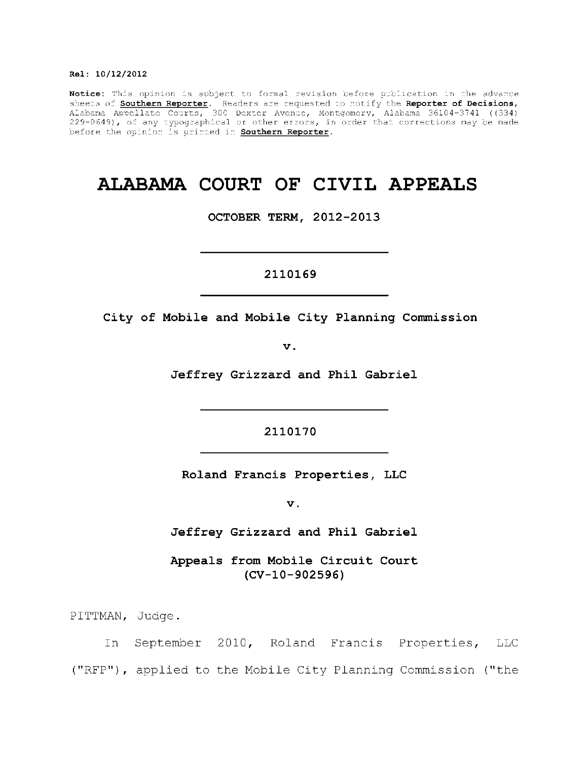**Rel: 10/12/2012**

**Notice:** This opinion is subject to formal revision before publication in the advance sheets of **Southern Reporter**. Readers are requested to notify the **Reporter of Decisions**, Alabama Appellate Courts, 300 Dexter Avenue, Montgomery, Alabama 36104-3741 ((334) 229-0649), of any typographical or other errors, in order that corrections may be made before the opinion is printed in **Southern Reporter**.

# ALABAMA COURT OF CIVIL APPEALS

**OCTOBER TERM, 2012-2013**

---

**2110169**

---

**City of Mobile and Mobile City Planning Commission**

**v.**

**Jeffrey Grizzard and Phil Gabriel**

---

**2110170**

---

**Roland Francis Properties, LLC**

**v.**

**Jeffrey Grizzard and Phil Gabriel**

**Appeals from Mobile Circuit Court**
**(CV-10-902596)**

PITTMAN, Judge.

In September 2010, Roland Francis Properties, LLC ("RFP"), applied to the Mobile City Planning Commission ("the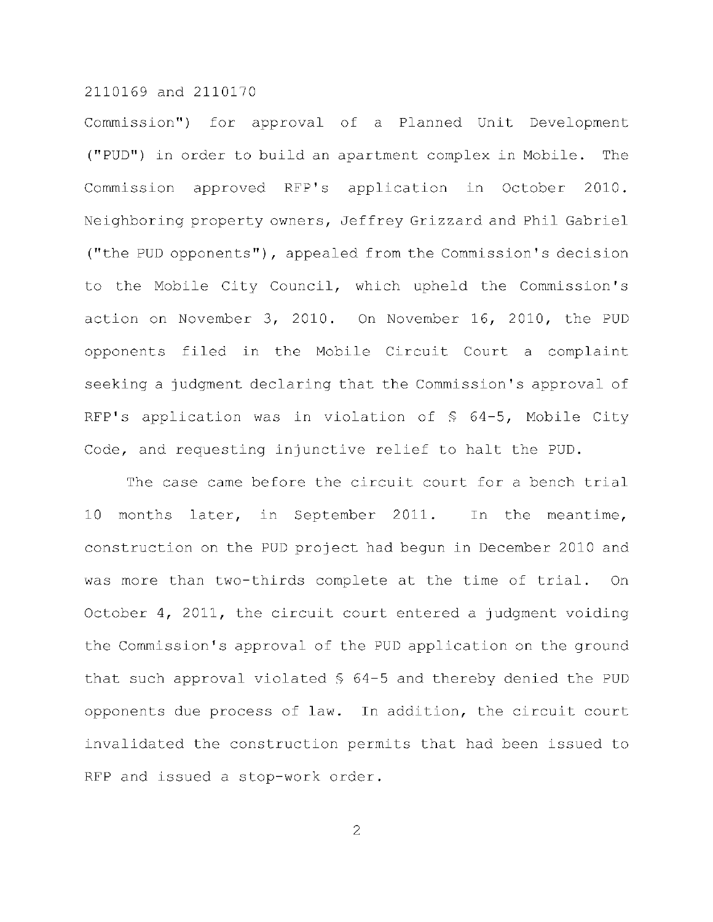Commission") for approval of a Planned Unit Development ("PUD") in order to build an apartment complex in Mobile. The Commission approved RFP's application in October 2010. Neighboring property owners, Jeffrey Grizzard and Phil Gabriel ("the PUD opponents"), appealed from the Commission's decision to the Mobile City Council, which upheld the Commission's action on November 3, 2010. On November 16, 2010, the PUD opponents filed in the Mobile Circuit Court a complaint seeking a judgment declaring that the Commission's approval of RFP's application was in violation of § 64-5, Mobile City Code, and requesting injunctive relief to halt the PUD.

The case came before the circuit court for a bench trial 10 months later, in September 2011. In the meantime, construction on the PUD project had begun in December 2010 and was more than two-thirds complete at the time of trial. On October 4, 2011, the circuit court entered a judgment voiding the Commission's approval of the PUD application on the ground that such approval violated § 64-5 and thereby denied the PUD opponents due process of law. In addition, the circuit court invalidated the construction permits that had been issued to RFP and issued a stop-work order.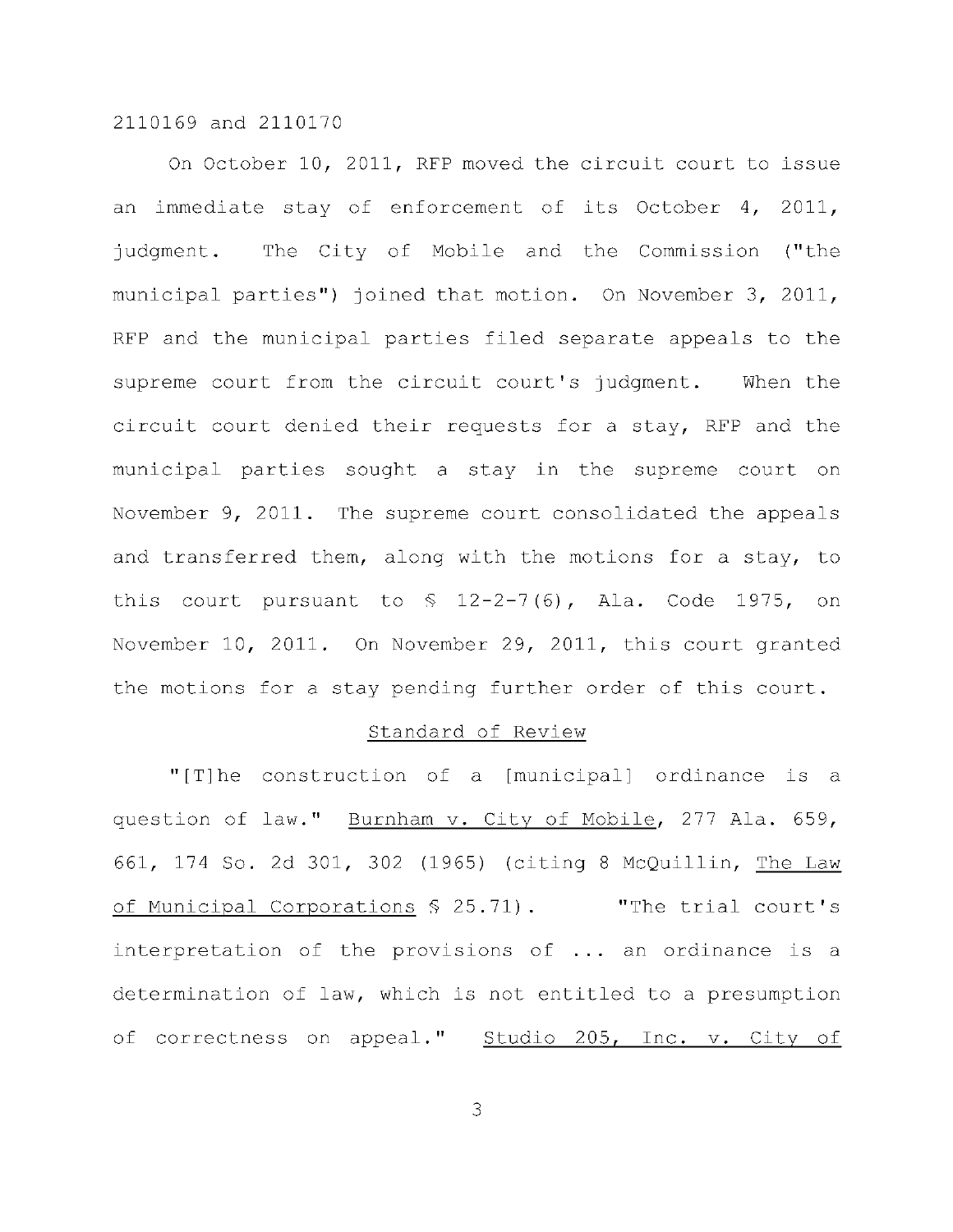On October 10, 2011, RFP moved the circuit court to issue an immediate stay of enforcement of its October 4, 2011, judgment. The City of Mobile and the Commission ("the municipal parties") joined that motion. On November 3, 2011, RFP and the municipal parties filed separate appeals to the supreme court from the circuit court's judgment. When the circuit court denied their requests for a stay, RFP and the municipal parties sought a stay in the supreme court on November 9, 2011. The supreme court consolidated the appeals and transferred them, along with the motions for a stay, to this court pursuant to § 12-2-7(6), Ala. Code 1975, on November 10, 2011. On November 29, 2011, this court granted the motions for a stay pending further order of this court.

## Standard of Review

"[T]he construction of a [municipal] ordinance is a question of law." Burnham v. City of Mobile, 277 Ala. 659, 661, 174 So. 2d 301, 302 (1965) (citing 8 McQuillin, The Law of Municipal Corporations § 25.71). "The trial court's interpretation of the provisions of ... an ordinance is a determination of law, which is not entitled to a presumption of correctness on appeal." Studio 205, Inc. v. City of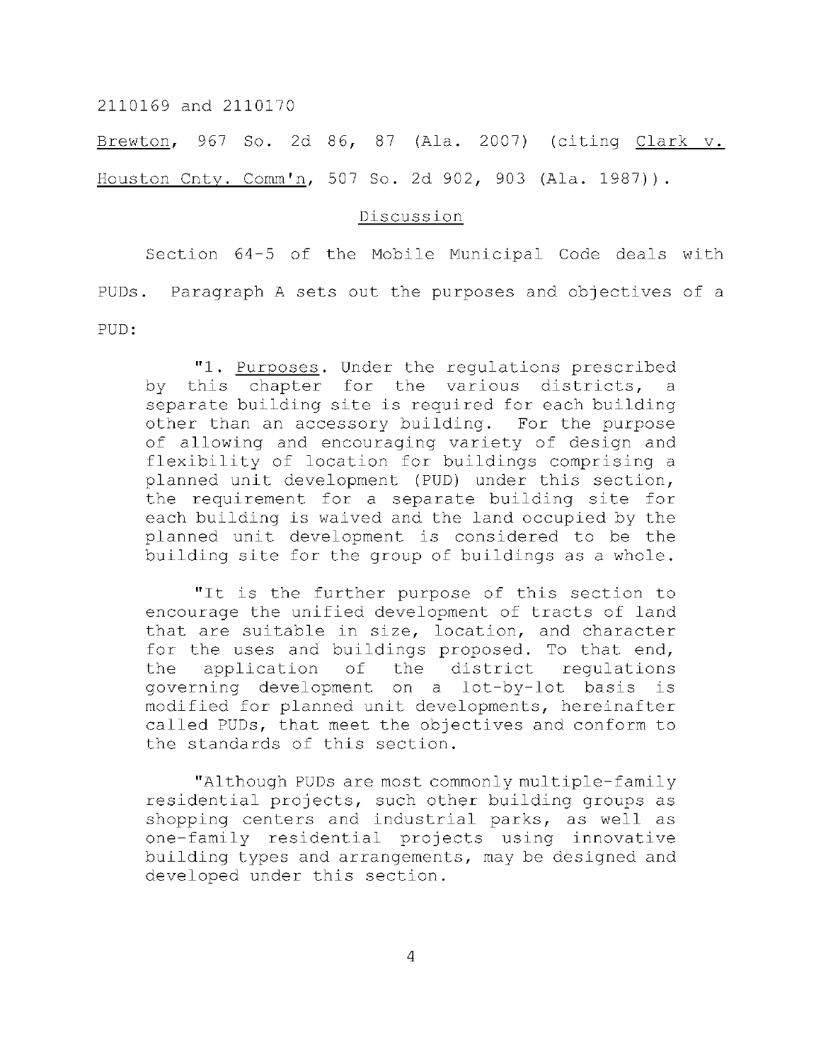Brewton, 967 So. 2d 86, 87 (Ala. 2007) (citing Clark v. Houston Cnty. Comm'n, 507 So. 2d 902, 903 (Ala. 1987)).

## Discussion

Section 64-5 of the Mobile Municipal Code deals with PUDs. Paragraph A sets out the purposes and objectives of a PUD:

> "1. Purposes. Under the regulations prescribed by this chapter for the various districts, a separate building site is required for each building other than an accessory building. For the purpose of allowing and encouraging variety of design and flexibility of location for buildings comprising a planned unit development (PUD) under this section, the requirement for a separate building site for each building is waived and the land occupied by the planned unit development is considered to be the building site for the group of buildings as a whole.
>
> "It is the further purpose of this section to encourage the unified development of tracts of land that are suitable in size, location, and character for the uses and buildings proposed. To that end, the application of the district regulations governing development on a lot-by-lot basis is modified for planned unit developments, hereinafter called PUDs, that meet the objectives and conform to the standards of this section.
>
> "Although PUDs are most commonly multiple-family residential projects, such other building groups as shopping centers and industrial parks, as well as one-family residential projects using innovative building types and arrangements, may be designed and developed under this section.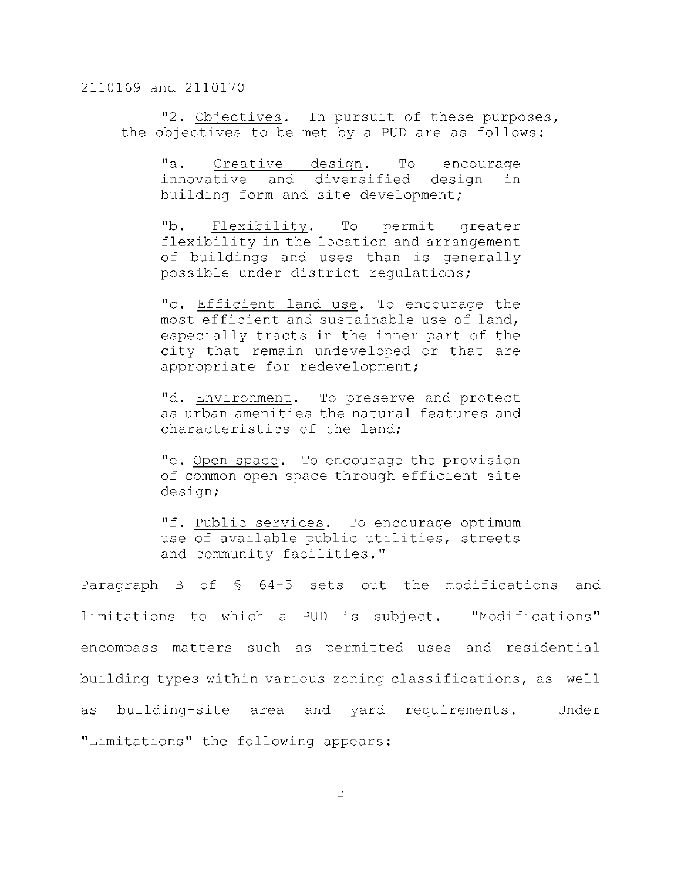"2. Objectives. In pursuit of these purposes, the objectives to be met by a PUD are as follows:

> "a. Creative design. To encourage innovative and diversified design in building form and site development;
>
> "b. Flexibility. To permit greater flexibility in the location and arrangement of buildings and uses than is generally possible under district regulations;
>
> "c. Efficient land use. To encourage the most efficient and sustainable use of land, especially tracts in the inner part of the city that remain undeveloped or that are appropriate for redevelopment;
>
> "d. Environment. To preserve and protect as urban amenities the natural features and characteristics of the land;
>
> "e. Open space. To encourage the provision of common open space through efficient site design;
>
> "f. Public services. To encourage optimum use of available public utilities, streets and community facilities."

Paragraph B of § 64-5 sets out the modifications and limitations to which a PUD is subject. "Modifications" encompass matters such as permitted uses and residential building types within various zoning classifications, as well as building-site area and yard requirements. Under "Limitations" the following appears: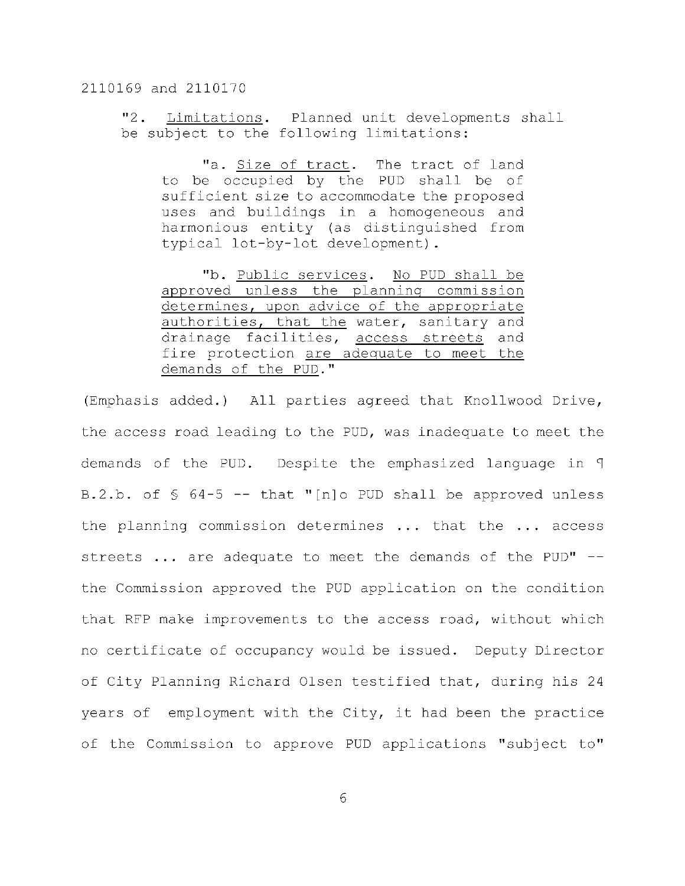"2. Limitations. Planned unit developments shall be subject to the following limitations:

> "a. Size of tract. The tract of land to be occupied by the PUD shall be of sufficient size to accommodate the proposed uses and buildings in a homogeneous and harmonious entity (as distinguished from typical lot-by-lot development).
>
> "b. Public services. No PUD shall be approved unless the planning commission determines, upon advice of the appropriate authorities, that the water, sanitary and drainage facilities, access streets and fire protection are adequate to meet the demands of the PUD."

(Emphasis added.) All parties agreed that Knollwood Drive, the access road leading to the PUD, was inadequate to meet the demands of the PUD. Despite the emphasized language in ¶ B.2.b. of § 64-5 -- that "[n]o PUD shall be approved unless the planning commission determines ... that the ... access streets ... are adequate to meet the demands of the PUD" -- the Commission approved the PUD application on the condition that RFP make improvements to the access road, without which no certificate of occupancy would be issued. Deputy Director of City Planning Richard Olsen testified that, during his 24 years of employment with the City, it had been the practice of the Commission to approve PUD applications "subject to"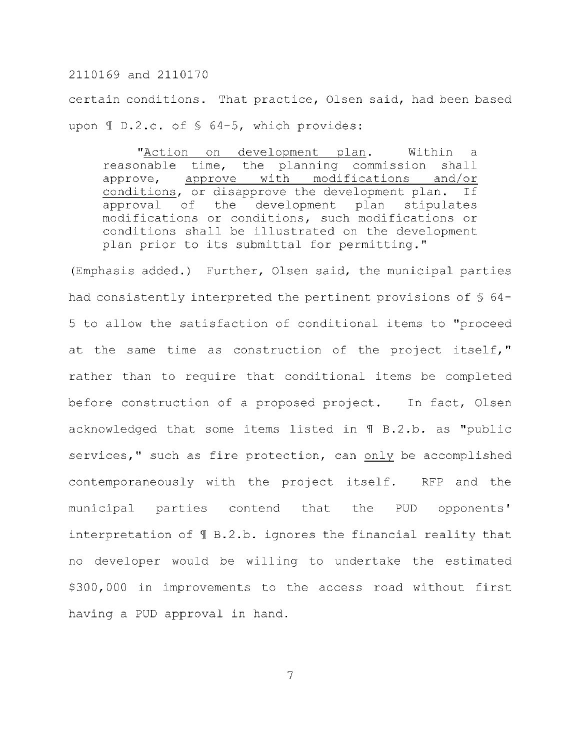certain conditions. That practice, Olsen said, had been based upon ¶ D.2.c. of § 64-5, which provides:

> "Action on development plan. Within a reasonable time, the planning commission shall approve, approve with modifications and/or conditions, or disapprove the development plan. If approval of the development plan stipulates modifications or conditions, such modifications or conditions shall be illustrated on the development plan prior to its submittal for permitting."

(Emphasis added.) Further, Olsen said, the municipal parties had consistently interpreted the pertinent provisions of § 64-5 to allow the satisfaction of conditional items to "proceed at the same time as construction of the project itself," rather than to require that conditional items be completed before construction of a proposed project. In fact, Olsen acknowledged that some items listed in ¶ B.2.b. as "public services," such as fire protection, can only be accomplished contemporaneously with the project itself. RFP and the municipal parties contend that the PUD opponents' interpretation of ¶ B.2.b. ignores the financial reality that no developer would be willing to undertake the estimated $300,000 in improvements to the access road without first having a PUD approval in hand.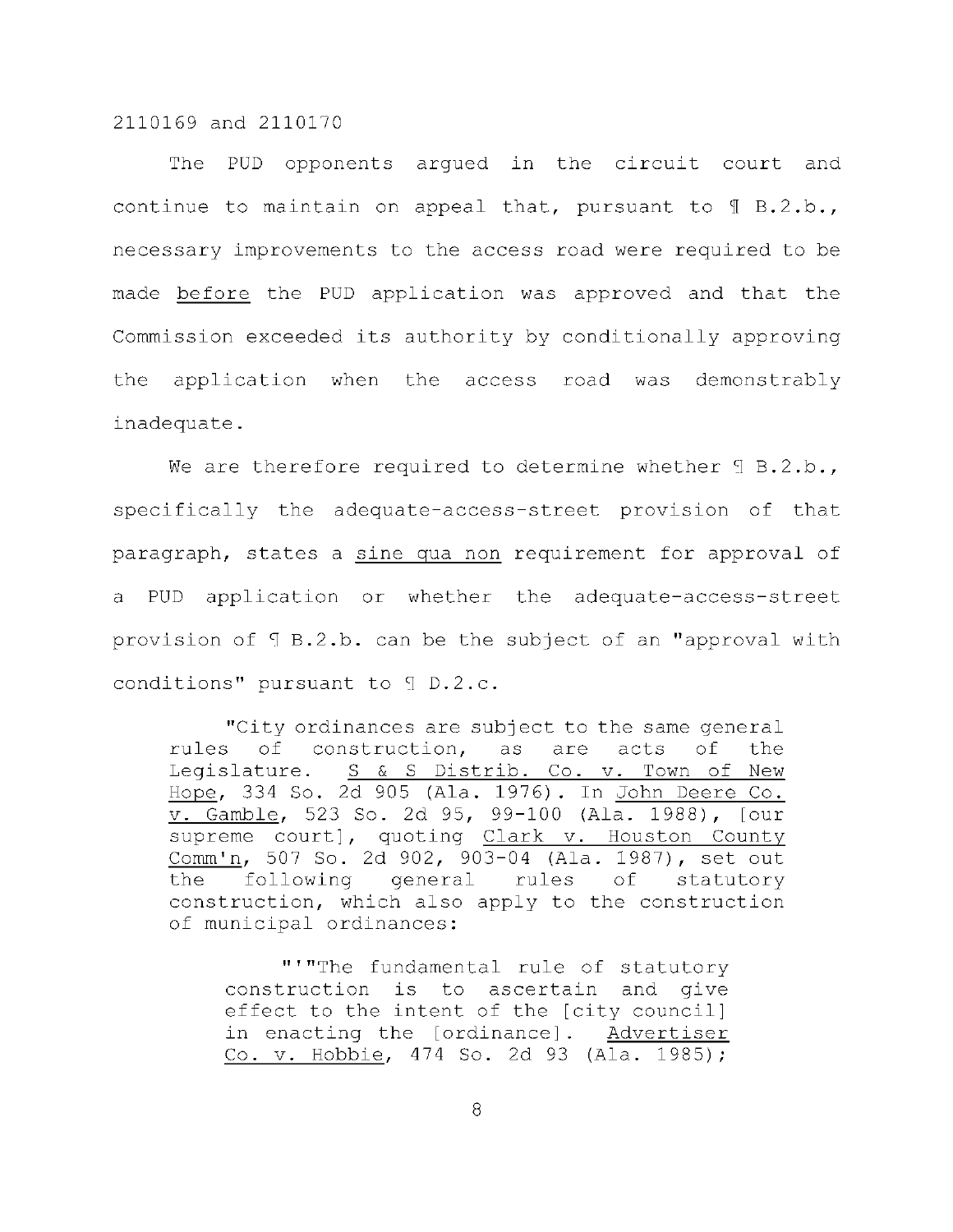The PUD opponents argued in the circuit court and continue to maintain on appeal that, pursuant to ¶ B.2.b., necessary improvements to the access road were required to be made before the PUD application was approved and that the Commission exceeded its authority by conditionally approving the application when the access road was demonstrably inadequate.

We are therefore required to determine whether ¶ B.2.b., specifically the adequate-access-street provision of that paragraph, states a sine qua non requirement for approval of a PUD application or whether the adequate-access-street provision of ¶ B.2.b. can be the subject of an "approval with conditions" pursuant to ¶ D.2.c.

> "City ordinances are subject to the same general rules of construction, as are acts of the Legislature. S & S Distrib. Co. v. Town of New Hope, 334 So. 2d 905 (Ala. 1976). In John Deere Co. v. Gamble, 523 So. 2d 95, 99-100 (Ala. 1988), [our supreme court], quoting Clark v. Houston County Comm'n, 507 So. 2d 902, 903-04 (Ala. 1987), set out the following general rules of statutory construction, which also apply to the construction of municipal ordinances:
>
> > "'"The fundamental rule of statutory construction is to ascertain and give effect to the intent of the [city council] in enacting the [ordinance]. Advertiser Co. v. Hobbie, 474 So. 2d 93 (Ala. 1985);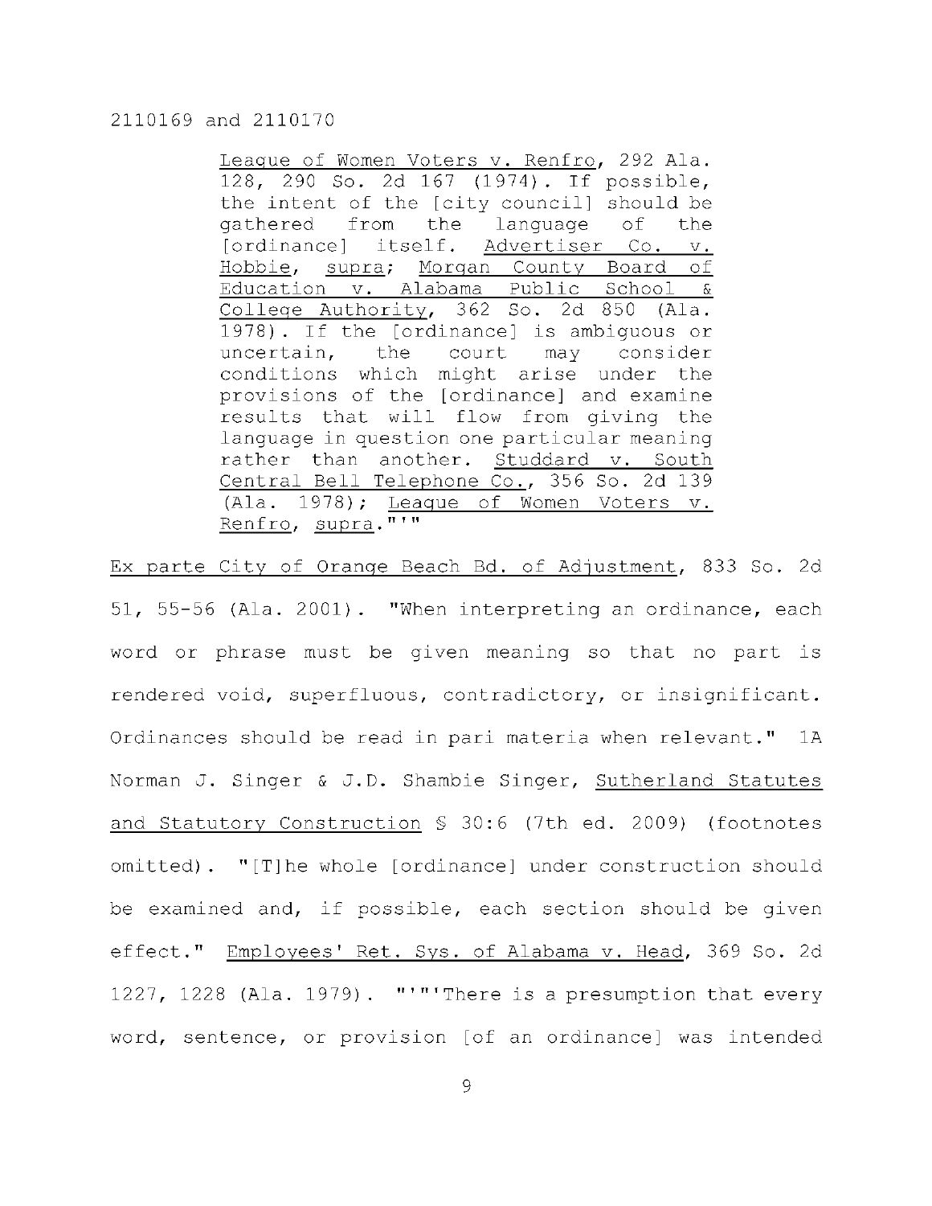League of Women Voters v. Renfro, 292 Ala. 128, 290 So. 2d 167 (1974). If possible, the intent of the [city council] should be gathered from the language of the [ordinance] itself. Advertiser Co. v. Hobbie, supra; Morgan County Board of Education v. Alabama Public School & College Authority, 362 So. 2d 850 (Ala. 1978). If the [ordinance] is ambiguous or uncertain, the court may consider conditions which might arise under the provisions of the [ordinance] and examine results that will flow from giving the language in question one particular meaning rather than another. Studdard v. South Central Bell Telephone Co., 356 So. 2d 139 (Ala. 1978); League of Women Voters v. Renfro, supra."'"

Ex parte City of Orange Beach Bd. of Adjustment, 833 So. 2d 51, 55-56 (Ala. 2001). "When interpreting an ordinance, each word or phrase must be given meaning so that no part is rendered void, superfluous, contradictory, or insignificant. Ordinances should be read in pari materia when relevant." 1A Norman J. Singer & J.D. Shambie Singer, Sutherland Statutes and Statutory Construction § 30:6 (7th ed. 2009) (footnotes omitted). "[T]he whole [ordinance] under construction should be examined and, if possible, each section should be given effect." Employees' Ret. Sys. of Alabama v. Head, 369 So. 2d 1227, 1228 (Ala. 1979). "'"'There is a presumption that every word, sentence, or provision [of an ordinance] was intended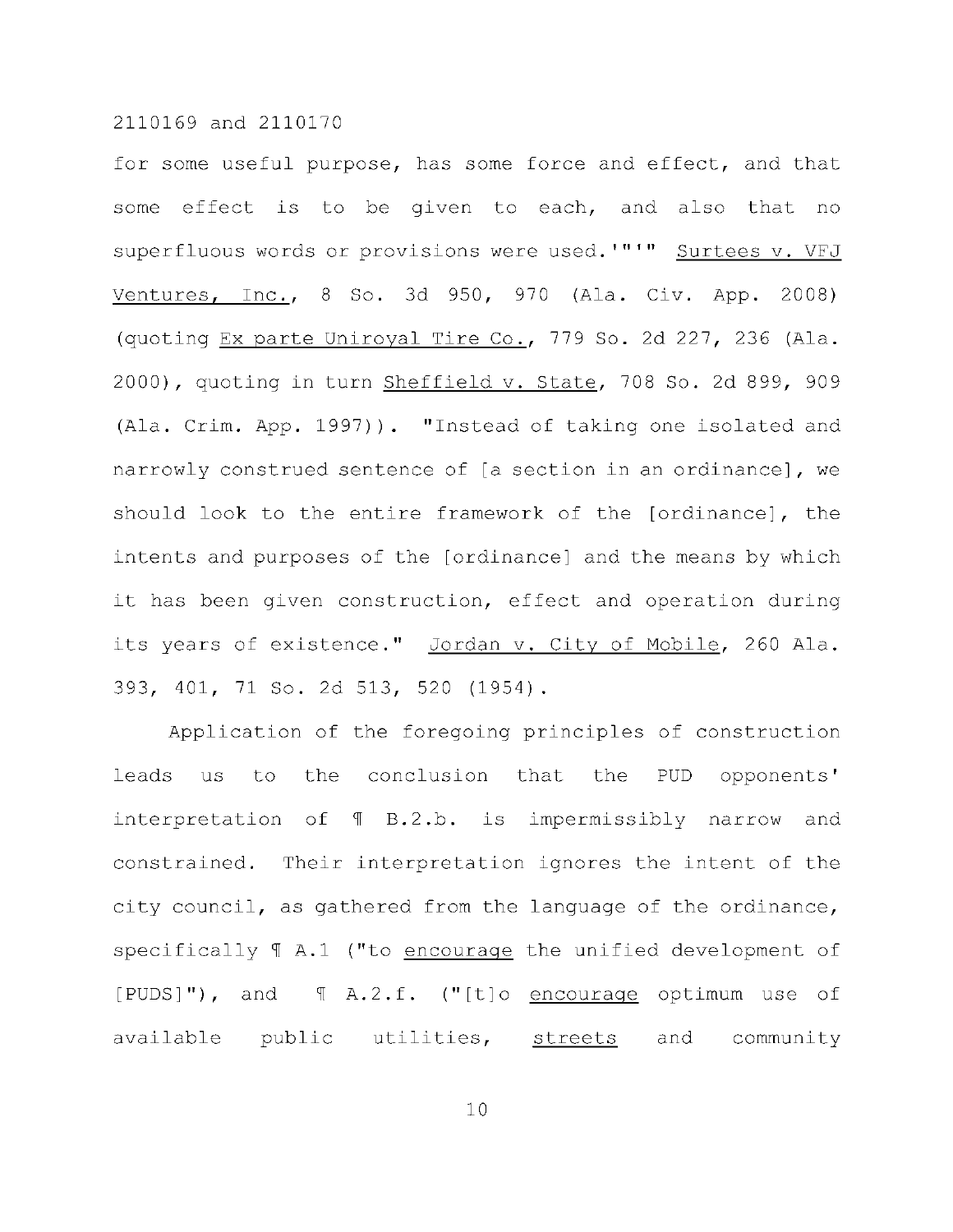for some useful purpose, has some force and effect, and that some effect is to be given to each, and also that no superfluous words or provisions were used.'"'" Surtees v. VFJ Ventures, Inc., 8 So. 3d 950, 970 (Ala. Civ. App. 2008) (quoting Ex parte Uniroyal Tire Co., 779 So. 2d 227, 236 (Ala. 2000), quoting in turn Sheffield v. State, 708 So. 2d 899, 909 (Ala. Crim. App. 1997)). "Instead of taking one isolated and narrowly construed sentence of [a section in an ordinance], we should look to the entire framework of the [ordinance], the intents and purposes of the [ordinance] and the means by which it has been given construction, effect and operation during its years of existence." Jordan v. City of Mobile, 260 Ala. 393, 401, 71 So. 2d 513, 520 (1954).

Application of the foregoing principles of construction leads us to the conclusion that the PUD opponents' interpretation of ¶ B.2.b. is impermissibly narrow and constrained. Their interpretation ignores the intent of the city council, as gathered from the language of the ordinance, specifically ¶ A.1 ("to encourage the unified development of [PUDS]"), and ¶ A.2.f. ("[t]o encourage optimum use of available public utilities, streets and community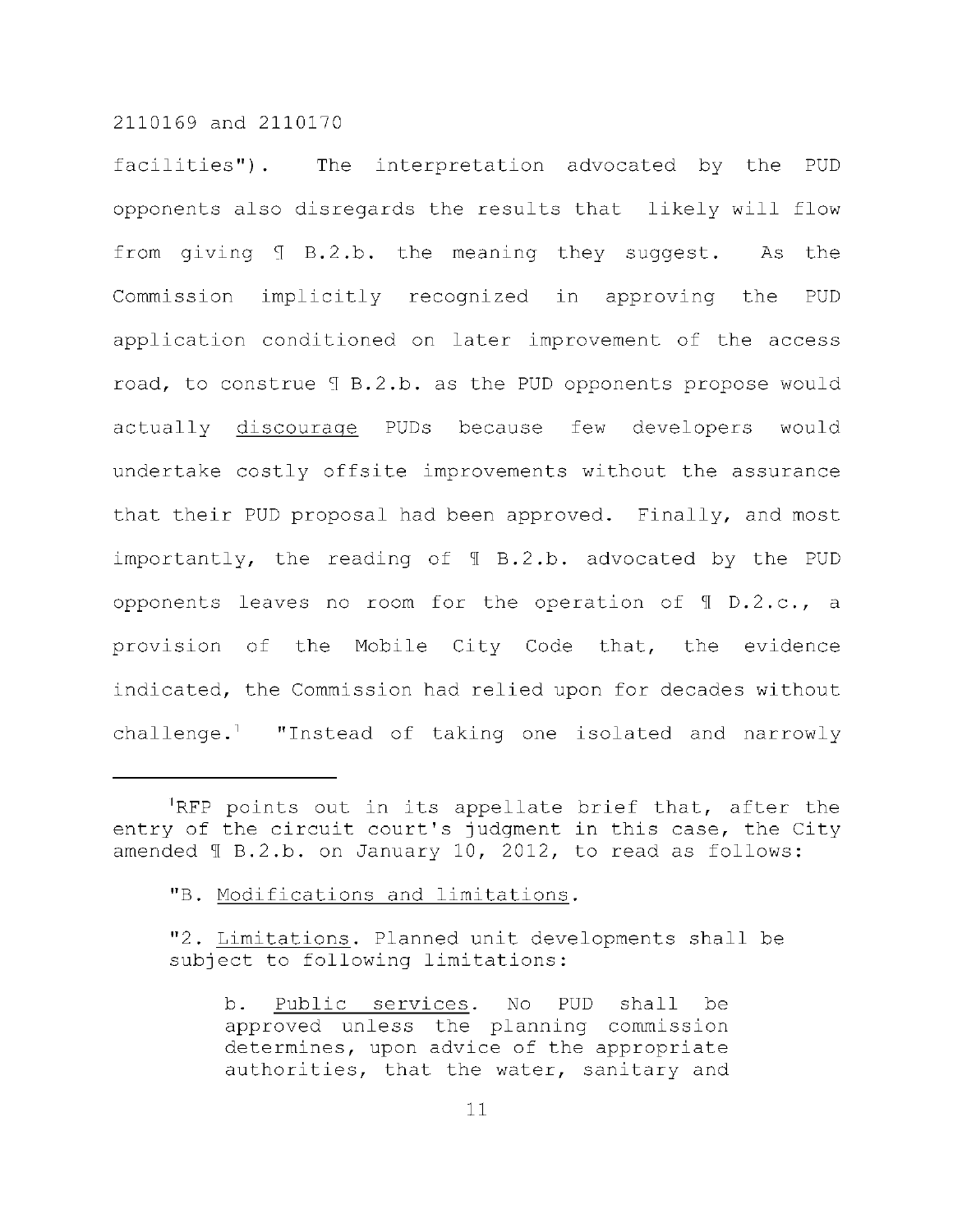facilities"). The interpretation advocated by the PUD opponents also disregards the results that likely will flow from giving ¶ B.2.b. the meaning they suggest. As the Commission implicitly recognized in approving the PUD application conditioned on later improvement of the access road, to construe ¶ B.2.b. as the PUD opponents propose would actually discourage PUDs because few developers would undertake costly offsite improvements without the assurance that their PUD proposal had been approved. Finally, and most importantly, the reading of ¶ B.2.b. advocated by the PUD opponents leaves no room for the operation of ¶ D.2.c., a provision of the Mobile City Code that, the evidence indicated, the Commission had relied upon for decades without challenge.[1] "Instead of taking one isolated and narrowly

---

[1]RFP points out in its appellate brief that, after the entry of the circuit court's judgment in this case, the City amended ¶ B.2.b. on January 10, 2012, to read as follows:

> "B. Modifications and limitations.
>
> "2. Limitations. Planned unit developments shall be subject to following limitations:
>
> > b. Public services. No PUD shall be approved unless the planning commission determines, upon advice of the appropriate authorities, that the water, sanitary and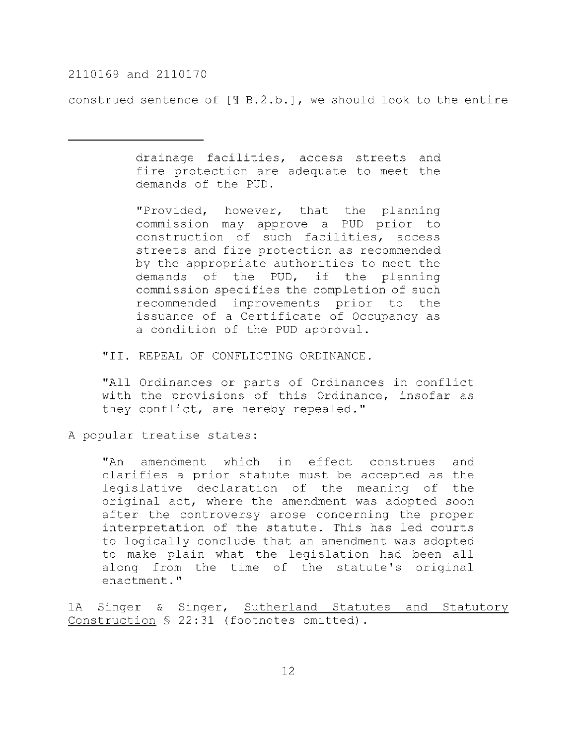construed sentence of [¶ B.2.b.], we should look to the entire

---

> drainage facilities, access streets and fire protection are adequate to meet the demands of the PUD.
>
> "Provided, however, that the planning commission may approve a PUD prior to construction of such facilities, access streets and fire protection as recommended by the appropriate authorities to meet the demands of the PUD, if the planning commission specifies the completion of such recommended improvements prior to the issuance of a Certificate of Occupancy as a condition of the PUD approval.
>
> "II. REPEAL OF CONFLICTING ORDINANCE.
>
> "All Ordinances or parts of Ordinances in conflict with the provisions of this Ordinance, insofar as they conflict, are hereby repealed."

A popular treatise states:

> "An amendment which in effect construes and clarifies a prior statute must be accepted as the legislative declaration of the meaning of the original act, where the amendment was adopted soon after the controversy arose concerning the proper interpretation of the statute. This has led courts to logically conclude that an amendment was adopted to make plain what the legislation had been all along from the time of the statute's original enactment."

1A Singer & Singer, Sutherland Statutes and Statutory Construction § 22:31 (footnotes omitted).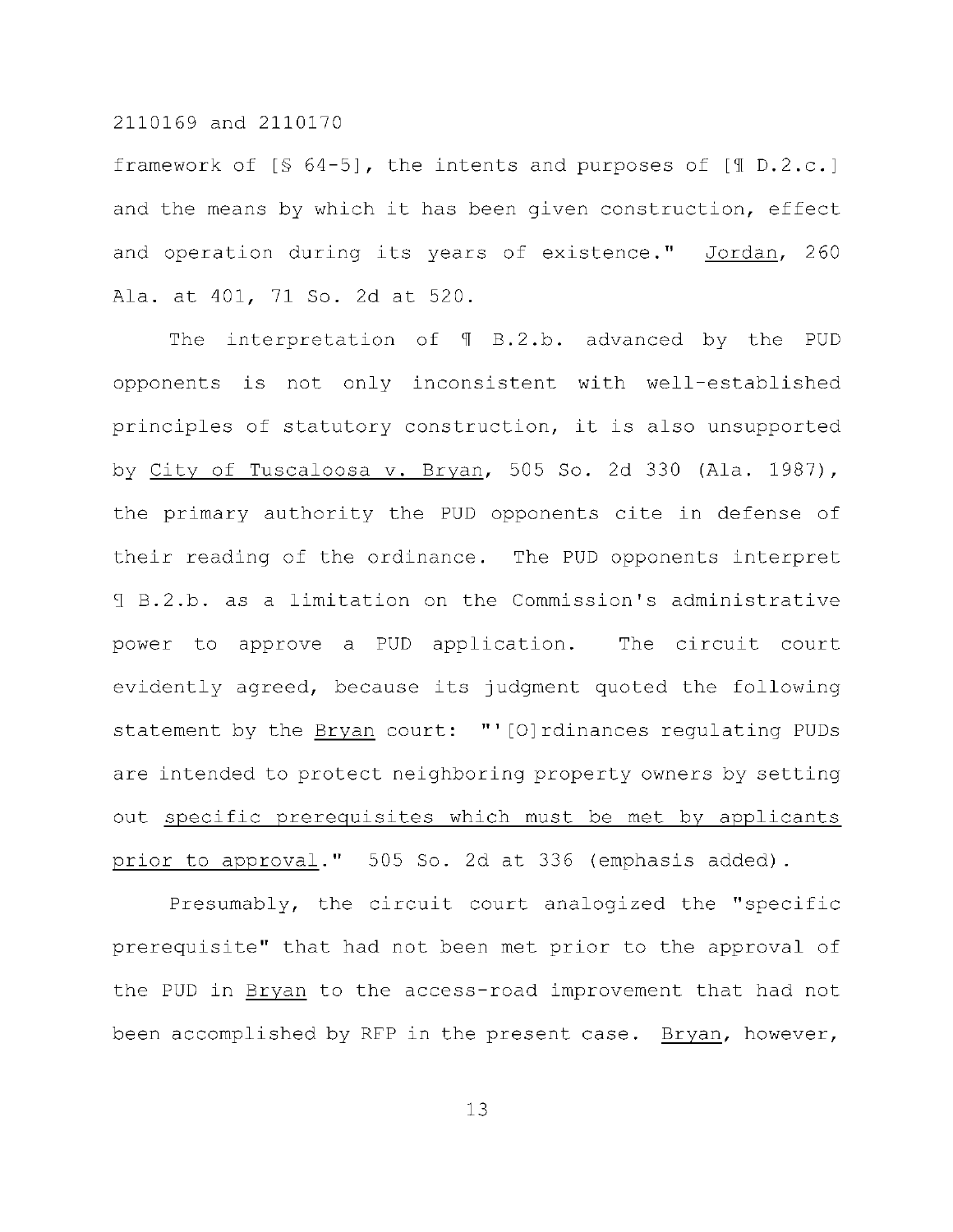framework of [§ 64-5], the intents and purposes of [¶ D.2.c.] and the means by which it has been given construction, effect and operation during its years of existence." Jordan, 260 Ala. at 401, 71 So. 2d at 520.

The interpretation of ¶ B.2.b. advanced by the PUD opponents is not only inconsistent with well-established principles of statutory construction, it is also unsupported by City of Tuscaloosa v. Bryan, 505 So. 2d 330 (Ala. 1987), the primary authority the PUD opponents cite in defense of their reading of the ordinance. The PUD opponents interpret ¶ B.2.b. as a limitation on the Commission's administrative power to approve a PUD application. The circuit court evidently agreed, because its judgment quoted the following statement by the Bryan court: "'[O]rdinances regulating PUDs are intended to protect neighboring property owners by setting out specific prerequisites which must be met by applicants prior to approval." 505 So. 2d at 336 (emphasis added).

Presumably, the circuit court analogized the "specific prerequisite" that had not been met prior to the approval of the PUD in Bryan to the access-road improvement that had not been accomplished by RFP in the present case. Bryan, however,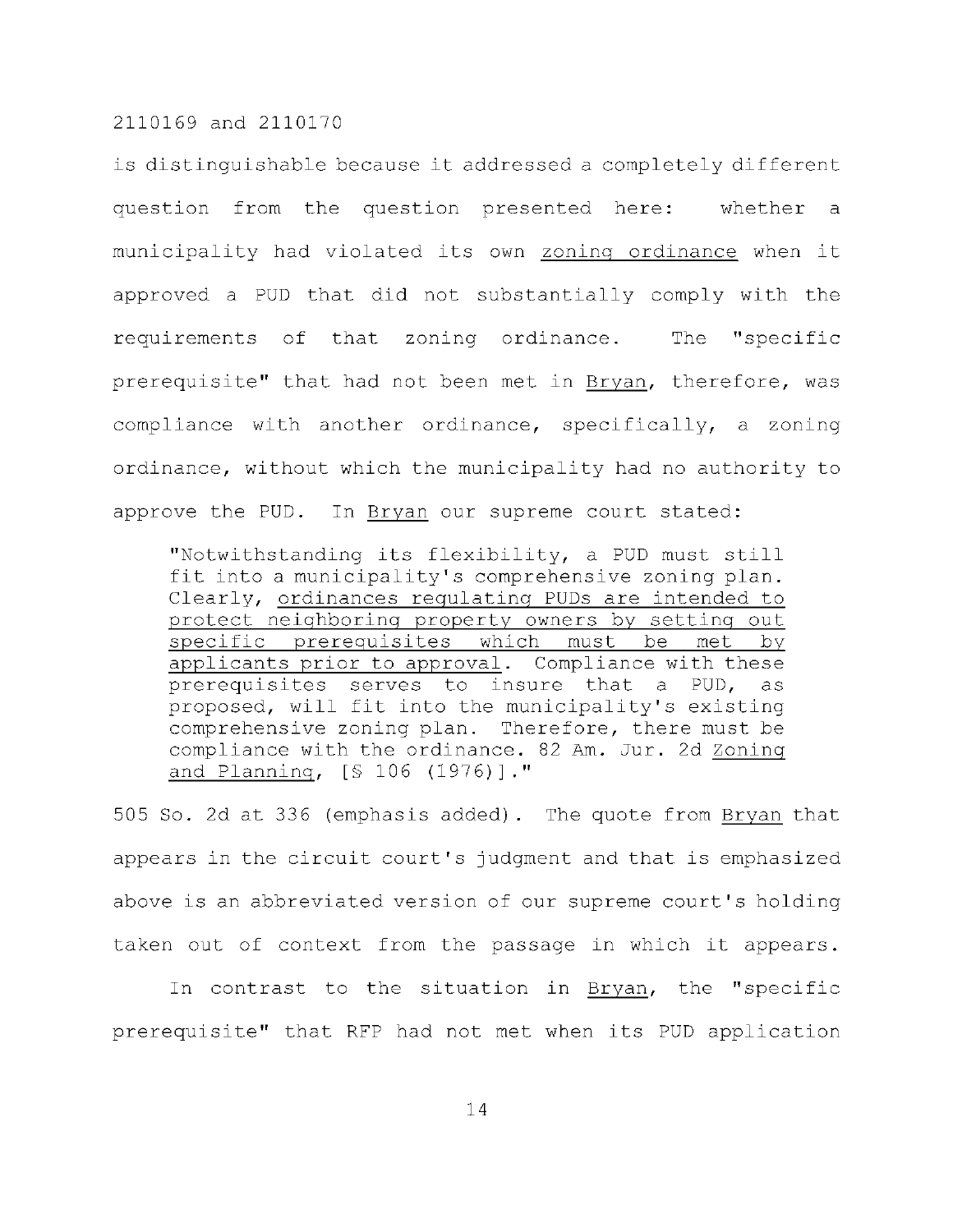is distinguishable because it addressed a completely different question from the question presented here: whether a municipality had violated its own zoning ordinance when it approved a PUD that did not substantially comply with the requirements of that zoning ordinance. The "specific prerequisite" that had not been met in Bryan, therefore, was compliance with another ordinance, specifically, a zoning ordinance, without which the municipality had no authority to approve the PUD. In Bryan our supreme court stated:

> "Notwithstanding its flexibility, a PUD must still fit into a municipality's comprehensive zoning plan. Clearly, ordinances regulating PUDs are intended to protect neighboring property owners by setting out specific prerequisites which must be met by applicants prior to approval. Compliance with these prerequisites serves to insure that a PUD, as proposed, will fit into the municipality's existing comprehensive zoning plan. Therefore, there must be compliance with the ordinance. 82 Am. Jur. 2d Zoning and Planning, [§ 106 (1976)]."

505 So. 2d at 336 (emphasis added). The quote from Bryan that appears in the circuit court's judgment and that is emphasized above is an abbreviated version of our supreme court's holding taken out of context from the passage in which it appears.

In contrast to the situation in Bryan, the "specific prerequisite" that RFP had not met when its PUD application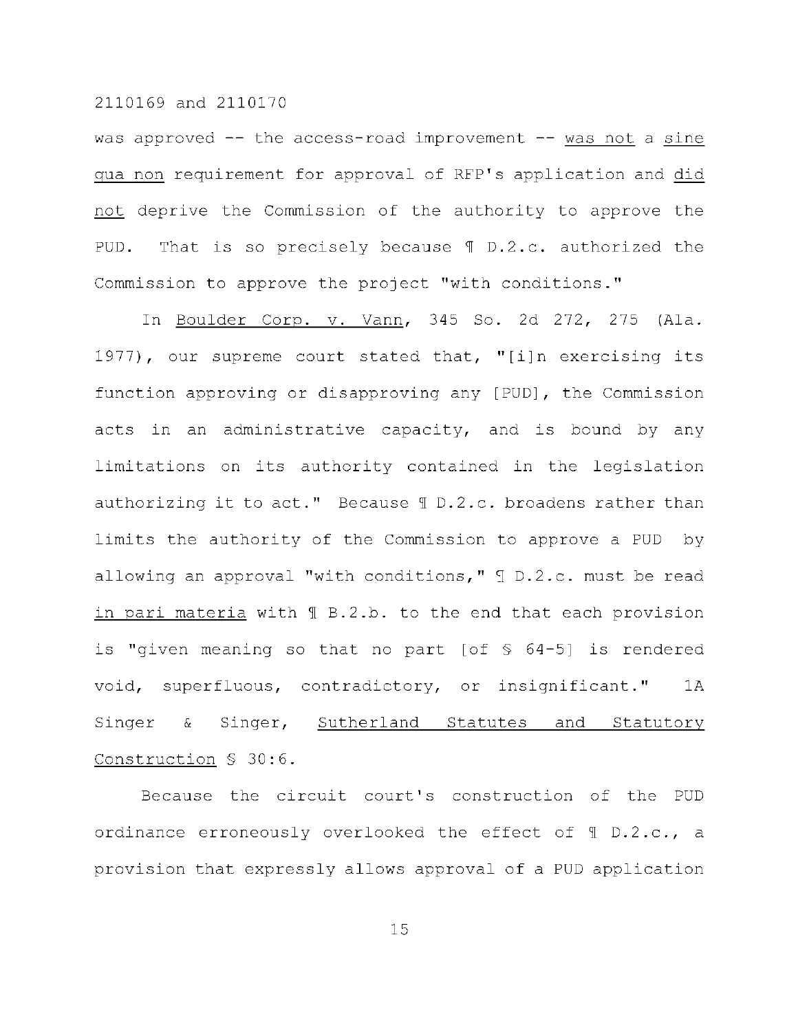was approved -- the access-road improvement -- _was not_ a _sine qua non_ requirement for approval of RFP's application and _did not_ deprive the Commission of the authority to approve the PUD. That is so precisely because ¶ D.2.c. authorized the Commission to approve the project "with conditions."

In _Boulder Corp. v. Vann_, 345 So. 2d 272, 275 (Ala. 1977), our supreme court stated that, "[i]n exercising its function approving or disapproving any [PUD], the Commission acts in an administrative capacity, and is bound by any limitations on its authority contained in the legislation authorizing it to act." Because ¶ D.2.c. broadens rather than limits the authority of the Commission to approve a PUD by allowing an approval "with conditions," ¶ D.2.c. must be read _in pari materia_ with ¶ B.2.b. to the end that each provision is "given meaning so that no part [of § 64-5] is rendered void, superfluous, contradictory, or insignificant." 1A Singer & Singer, _Sutherland Statutes and Statutory Construction_ § 30:6.

Because the circuit court's construction of the PUD ordinance erroneously overlooked the effect of ¶ D.2.c., a provision that expressly allows approval of a PUD application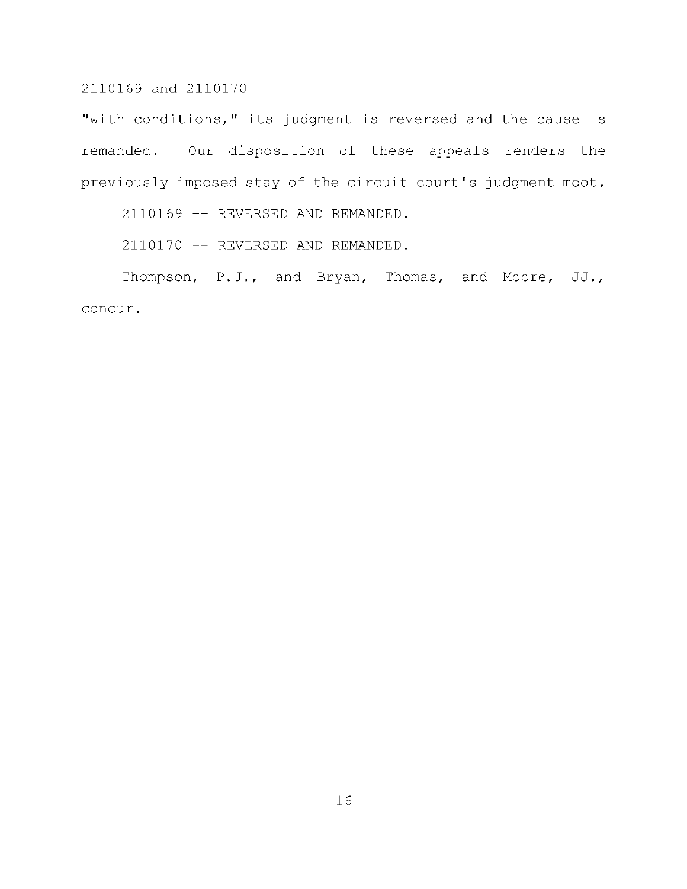"with conditions," its judgment is reversed and the cause is remanded. Our disposition of these appeals renders the previously imposed stay of the circuit court's judgment moot.

2110169 -- REVERSED AND REMANDED.

2110170 -- REVERSED AND REMANDED.

Thompson, P.J., and Bryan, Thomas, and Moore, JJ., concur.